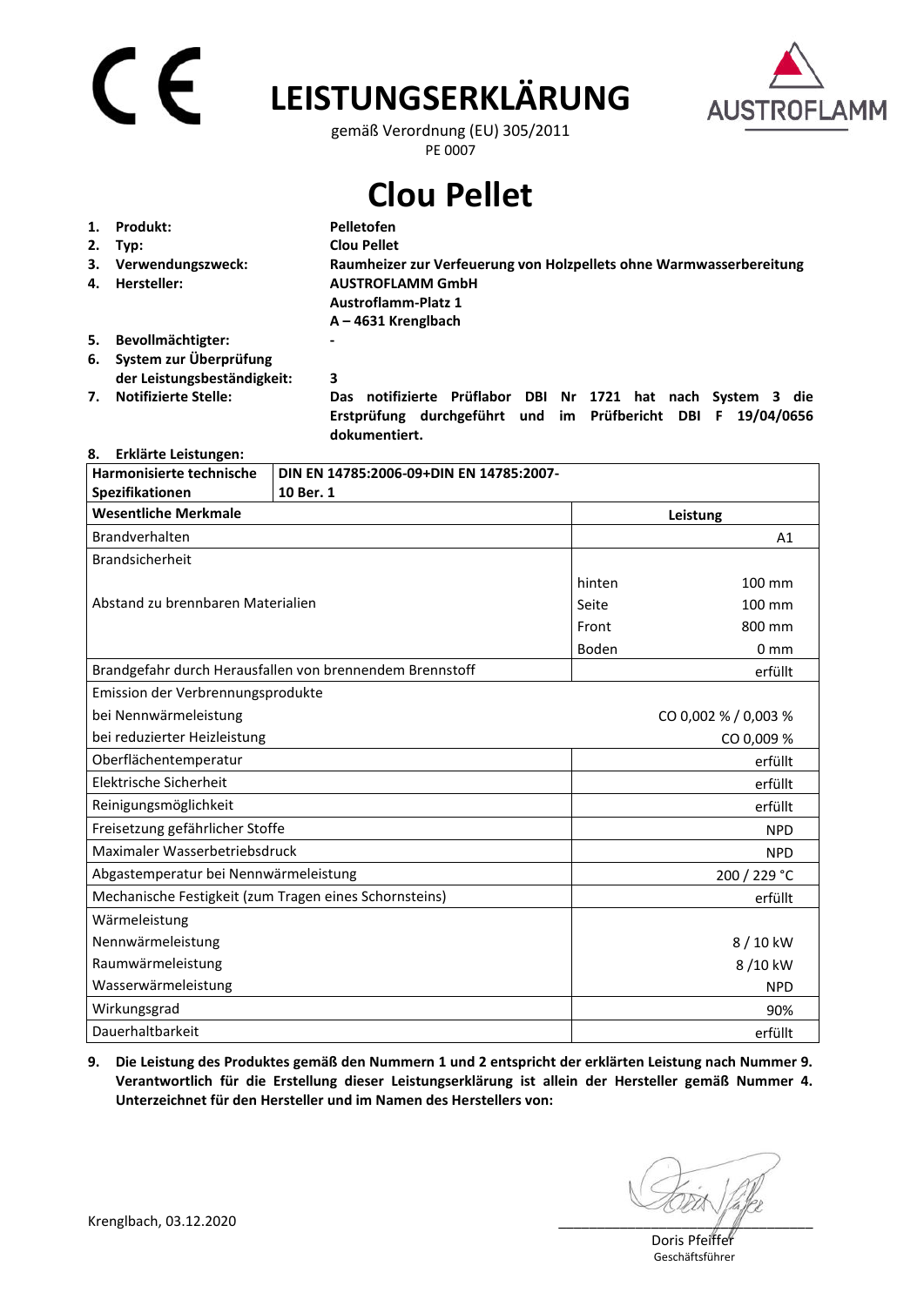# LEISTUNGSERKLÄRUNG

gemäß Verordnung (EU) 305/2011

PE 0007

## Clou Pellet

1. **Produkt:** **Pelletofen**
2. **Typ:** **Clou Pellet**
3. **Verwendungszweck:** **Raumheizer zur Verfeuerung von Holzpellets ohne Warmwasserbereitung**
4. **Hersteller:** **AUSTROFLAMM GmbH**
   **Austroflamm-Platz 1**
   **A – 4631 Krenglbach**
5. **Bevollmächtigter:** **-**
6. **System zur Überprüfung der Leistungsbeständigkeit:** **3**
7. **Notifizierte Stelle:** **Das notifizierte Prüflabor DBI Nr 1721 hat nach System 3 die Erstprüfung durchgeführt und im Prüfbericht DBI F 19/04/0656 dokumentiert.**
8. **Erklärte Leistungen:**

| **Harmonisierte technische Spezifikationen** | **DIN EN 14785:2006-09+DIN EN 14785:2007-10 Ber. 1** | |
|---|---|---|
| **Wesentliche Merkmale** | **Leistung** | |
| Brandverhalten | | A1 |
| Brandsicherheit | | |
| Abstand zu brennbaren Materialien | hinten | 100 mm |
| | Seite | 100 mm |
| | Front | 800 mm |
| | Boden | 0 mm |
| Brandgefahr durch Herausfallen von brennendem Brennstoff | | erfüllt |
| Emission der Verbrennungsprodukte | | |
| bei Nennwärmeleistung | | CO 0,002 % / 0,003 % |
| bei reduzierter Heizleistung | | CO 0,009 % |
| Oberflächentemperatur | | erfüllt |
| Elektrische Sicherheit | | erfüllt |
| Reinigungsmöglichkeit | | erfüllt |
| Freisetzung gefährlicher Stoffe | | NPD |
| Maximaler Wasserbetriebsdruck | | NPD |
| Abgastemperatur bei Nennwärmeleistung | | 200 / 229 °C |
| Mechanische Festigkeit (zum Tragen eines Schornsteins) | | erfüllt |
| Wärmeleistung | | |
| Nennwärmeleistung | | 8 / 10 kW |
| Raumwärmeleistung | | 8 /10 kW |
| Wasserwärmeleistung | | NPD |
| Wirkungsgrad | | 90% |
| Dauerhaltbarkeit | | erfüllt |

9. **Die Leistung des Produktes gemäß den Nummern 1 und 2 entspricht der erklärten Leistung nach Nummer 9. Verantwortlich für die Erstellung dieser Leistungserklärung ist allein der Hersteller gemäß Nummer 4. Unterzeichnet für den Hersteller und im Namen des Herstellers von:**

Krenglbach, 03.12.2020

Doris Pfeiffer
Geschäftsführer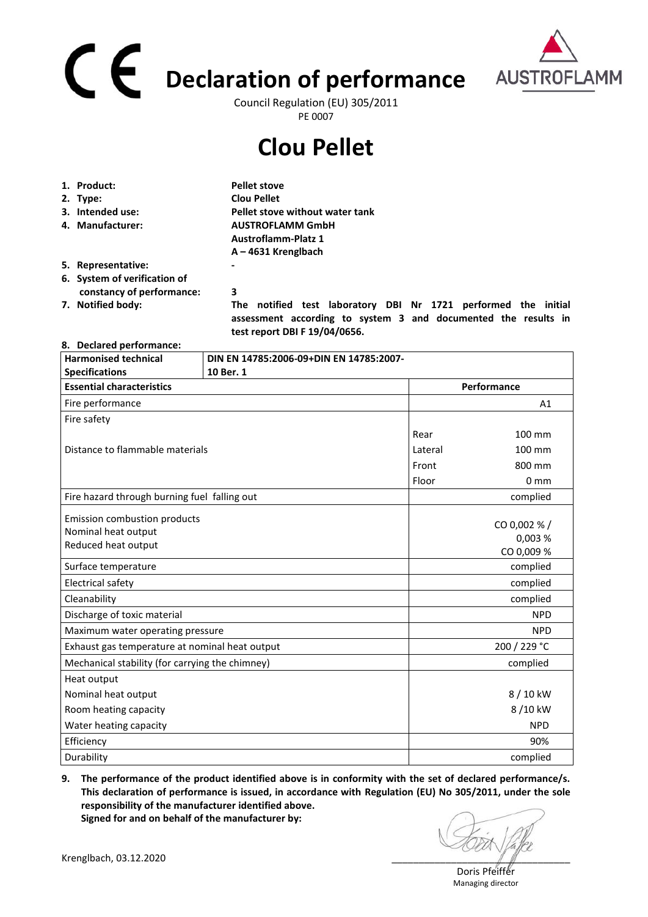# CE Declaration of performance

Council Regulation (EU) 305/2011
PE 0007

# Clou Pellet

1. **Product:** **Pellet stove**
2. **Type:** **Clou Pellet**
3. **Intended use:** **Pellet stove without water tank**
4. **Manufacturer:** **AUSTROFLAMM GmbH**
   **Austroflamm-Platz 1**
   **A – 4631 Krenglbach**
5. **Representative:** **-**
6. **System of verification of constancy of performance:** **3**
7. **Notified body:** **The notified test laboratory DBI Nr 1721 performed the initial assessment according to system 3 and documented the results in test report DBI F 19/04/0656.**
8. **Declared performance:**

| **Harmonised technical Specifications** | **DIN EN 14785:2006-09+DIN EN 14785:2007-10 Ber. 1** | |
|---|---|---|
| **Essential characteristics** | **Performance** | |
| Fire performance | | A1 |
| Fire safety | | |
| Distance to flammable materials | Rear | 100 mm |
| | Lateral | 100 mm |
| | Front | 800 mm |
| | Floor | 0 mm |
| Fire hazard through burning fuel falling out | | complied |
| Emission combustion products<br>Nominal heat output<br>Reduced heat output | | CO 0,002 % / 0,003 %<br>CO 0,009 % |
| Surface temperature | | complied |
| Electrical safety | | complied |
| Cleanability | | complied |
| Discharge of toxic material | | NPD |
| Maximum water operating pressure | | NPD |
| Exhaust gas temperature at nominal heat output | | 200 / 229 °C |
| Mechanical stability (for carrying the chimney) | | complied |
| Heat output | | |
| Nominal heat output | | 8 / 10 kW |
| Room heating capacity | | 8 /10 kW |
| Water heating capacity | | NPD |
| Efficiency | | 90% |
| Durability | | complied |

9. **The performance of the product identified above is in conformity with the set of declared performance/s. This declaration of performance is issued, in accordance with Regulation (EU) No 305/2011, under the sole responsibility of the manufacturer identified above.**
   **Signed for and on behalf of the manufacturer by:**

Krenglbach, 03.12.2020

Doris Pfeiffer
Managing director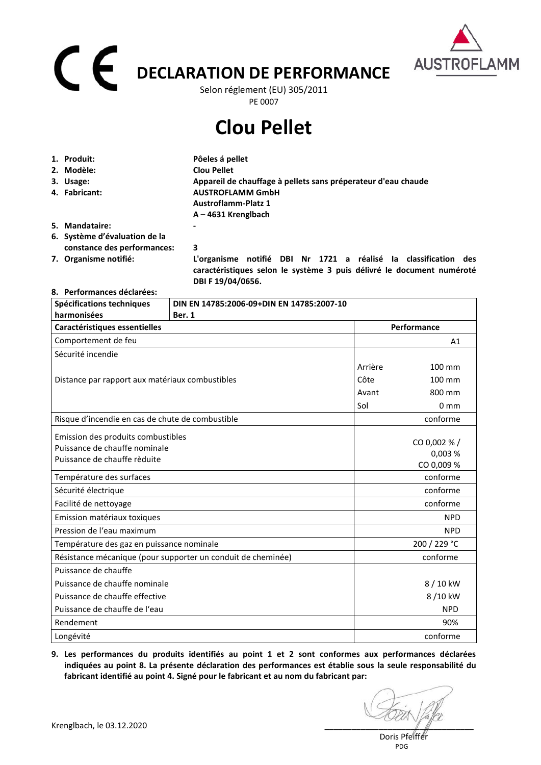# DECLARATION DE PERFORMANCE

Selon réglement (EU) 305/2011

PE 0007

# Clou Pellet

1. **Produit:** **Pôeles á pellet**
2. **Modèle:** **Clou Pellet**
3. **Usage:** **Appareil de chauffage à pellets sans prépérateur d'eau chaude**
4. **Fabricant:** **AUSTROFLAMM GmbH**
   **Austroflamm-Platz 1**
   **A – 4631 Krenglbach**
5. **Mandataire:** **-**
6. **Système d'évaluation de la constance des performances:** **3**
7. **Organisme notifié:** **L'organisme notifié DBI Nr 1721 a réalisé la classification des caractéristiques selon le système 3 puis délivré le document numéroté DBI F 19/04/0656.**
8. **Performances déclarées:**

| **Spécifications techniques harmonisées** | **DIN EN 14785:2006-09+DIN EN 14785:2007-10 Ber. 1** | |
|---|---|---|
| **Caractéristiques essentielles** | **Performance** | |
| Comportement de feu | | A1 |
| Sécurité incendie<br>Distance par rapport aux matériaux combustibles | Arrière<br>Côte<br>Avant<br>Sol | 100 mm<br>100 mm<br>800 mm<br>0 mm |
| Risque d'incendie en cas de chute de combustible | | conforme |
| Emission des produits combustibles<br>Puissance de chauffe nominale<br>Puissance de chauffe rèduite | | CO 0,002 % / 0,003 %<br>CO 0,009 % |
| Température des surfaces | | conforme |
| Sécurité électrique | | conforme |
| Facilité de nettoyage | | conforme |
| Emission matériaux toxiques | | NPD |
| Pression de l'eau maximum | | NPD |
| Température des gaz en puissance nominale | | 200 / 229 °C |
| Résistance mécanique (pour supporter un conduit de cheminée) | | conforme |
| Puissance de chauffe<br>Puissance de chauffe nominale<br>Puissance de chauffe effective<br>Puissance de chauffe de l'eau | | <br>8 / 10 kW<br>8 /10 kW<br>NPD |
| Rendement | | 90% |
| Longévité | | conforme |

9. **Les performances du produits identifiés au point 1 et 2 sont conformes aux performances déclarées indiquées au point 8. La présente déclaration des performances est établie sous la seule responsabilité du fabricant identifié au point 4. Signé pour le fabricant et au nom du fabricant par:**

Krenglbach, le 03.12.2020

Doris Pfeiffer
PDG